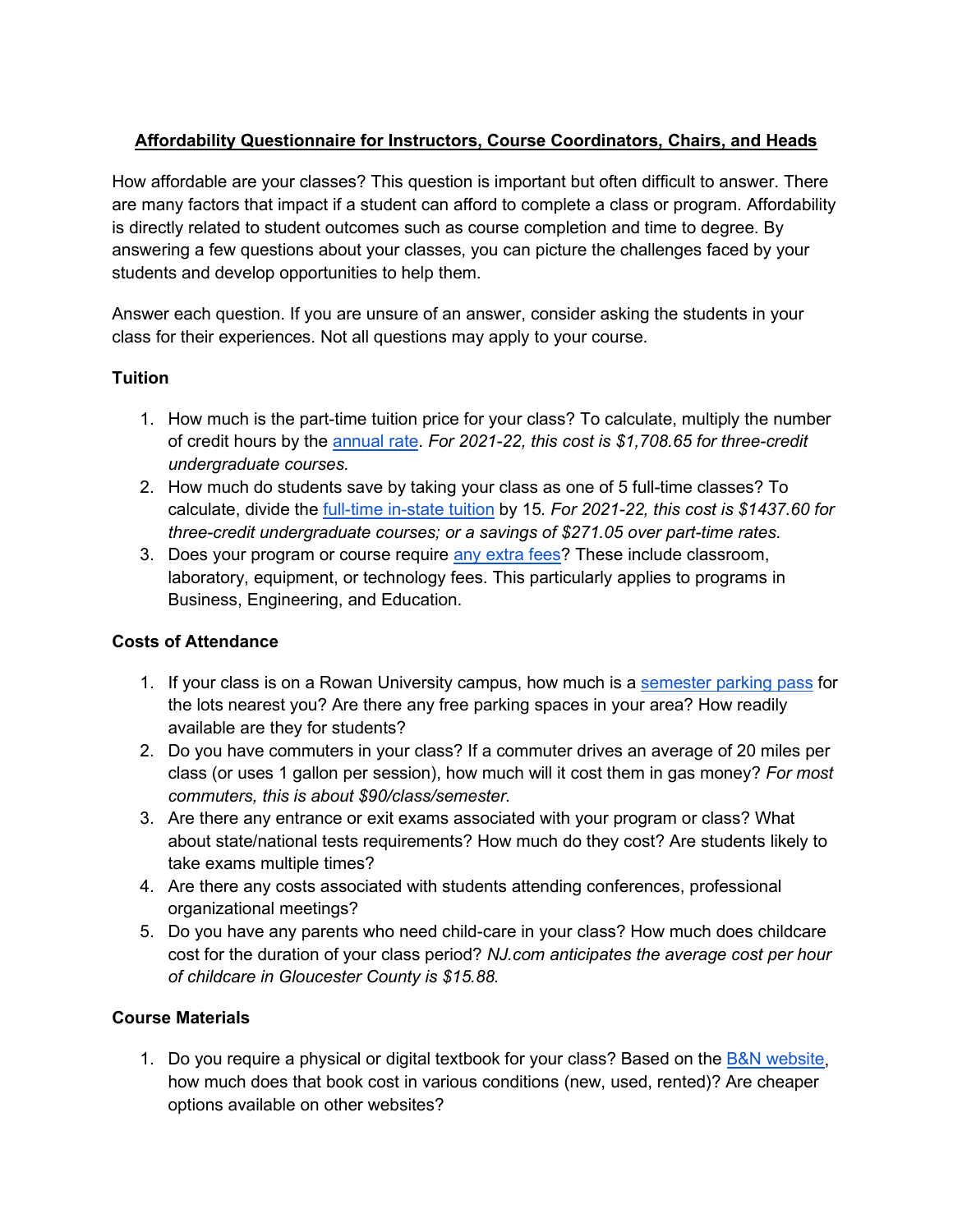# Affordability Questionnaire for Instructors, Course Coordinators, Chairs, and Heads

How affordable are your classes? This question is important but often difficult to answer. There are many factors that impact if a student can afford to complete a class or program. Affordability is directly related to student outcomes such as course completion and time to degree. By answering a few questions about your classes, you can picture the challenges faced by your students and develop opportunities to help them.

Answer each question. If you are unsure of an answer, consider asking the students in your class for their experiences. Not all questions may apply to your course.

**Tuition**

1. How much is the part-time tuition price for your class? To calculate, multiply the number of credit hours by the annual rate. *For 2021-22, this cost is $1,708.65 for three-credit undergraduate courses.*
2. How much do students save by taking your class as one of 5 full-time classes? To calculate, divide the full-time in-state tuition by 15. *For 2021-22, this cost is $1437.60 for three-credit undergraduate courses; or a savings of $271.05 over part-time rates.*
3. Does your program or course require any extra fees? These include classroom, laboratory, equipment, or technology fees. This particularly applies to programs in Business, Engineering, and Education.

**Costs of Attendance**

1. If your class is on a Rowan University campus, how much is a semester parking pass for the lots nearest you? Are there any free parking spaces in your area? How readily available are they for students?
2. Do you have commuters in your class? If a commuter drives an average of 20 miles per class (or uses 1 gallon per session), how much will it cost them in gas money? *For most commuters, this is about $90/class/semester.*
3. Are there any entrance or exit exams associated with your program or class? What about state/national tests requirements? How much do they cost? Are students likely to take exams multiple times?
4. Are there any costs associated with students attending conferences, professional organizational meetings?
5. Do you have any parents who need child-care in your class? How much does childcare cost for the duration of your class period? *NJ.com anticipates the average cost per hour of childcare in Gloucester County is $15.88.*

**Course Materials**

1. Do you require a physical or digital textbook for your class? Based on the B&N website, how much does that book cost in various conditions (new, used, rented)? Are cheaper options available on other websites?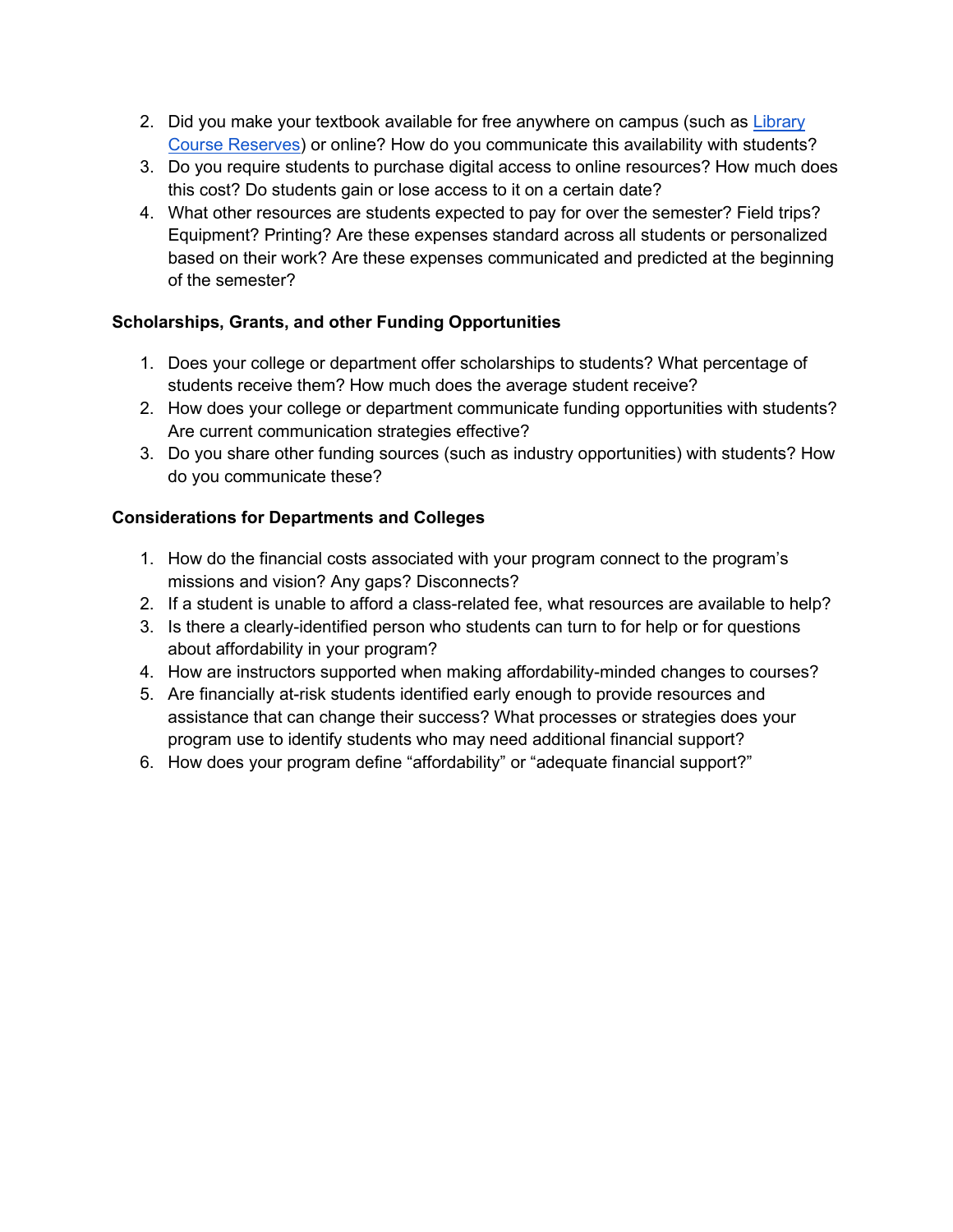2. Did you make your textbook available for free anywhere on campus (such as [Library Course Reserves]) or online? How do you communicate this availability with students?
3. Do you require students to purchase digital access to online resources? How much does this cost? Do students gain or lose access to it on a certain date?
4. What other resources are students expected to pay for over the semester? Field trips? Equipment? Printing? Are these expenses standard across all students or personalized based on their work? Are these expenses communicated and predicted at the beginning of the semester?

**Scholarships, Grants, and other Funding Opportunities**

1. Does your college or department offer scholarships to students? What percentage of students receive them? How much does the average student receive?
2. How does your college or department communicate funding opportunities with students? Are current communication strategies effective?
3. Do you share other funding sources (such as industry opportunities) with students? How do you communicate these?

**Considerations for Departments and Colleges**

1. How do the financial costs associated with your program connect to the program's missions and vision? Any gaps? Disconnects?
2. If a student is unable to afford a class-related fee, what resources are available to help?
3. Is there a clearly-identified person who students can turn to for help or for questions about affordability in your program?
4. How are instructors supported when making affordability-minded changes to courses?
5. Are financially at-risk students identified early enough to provide resources and assistance that can change their success? What processes or strategies does your program use to identify students who may need additional financial support?
6. How does your program define "affordability" or "adequate financial support?"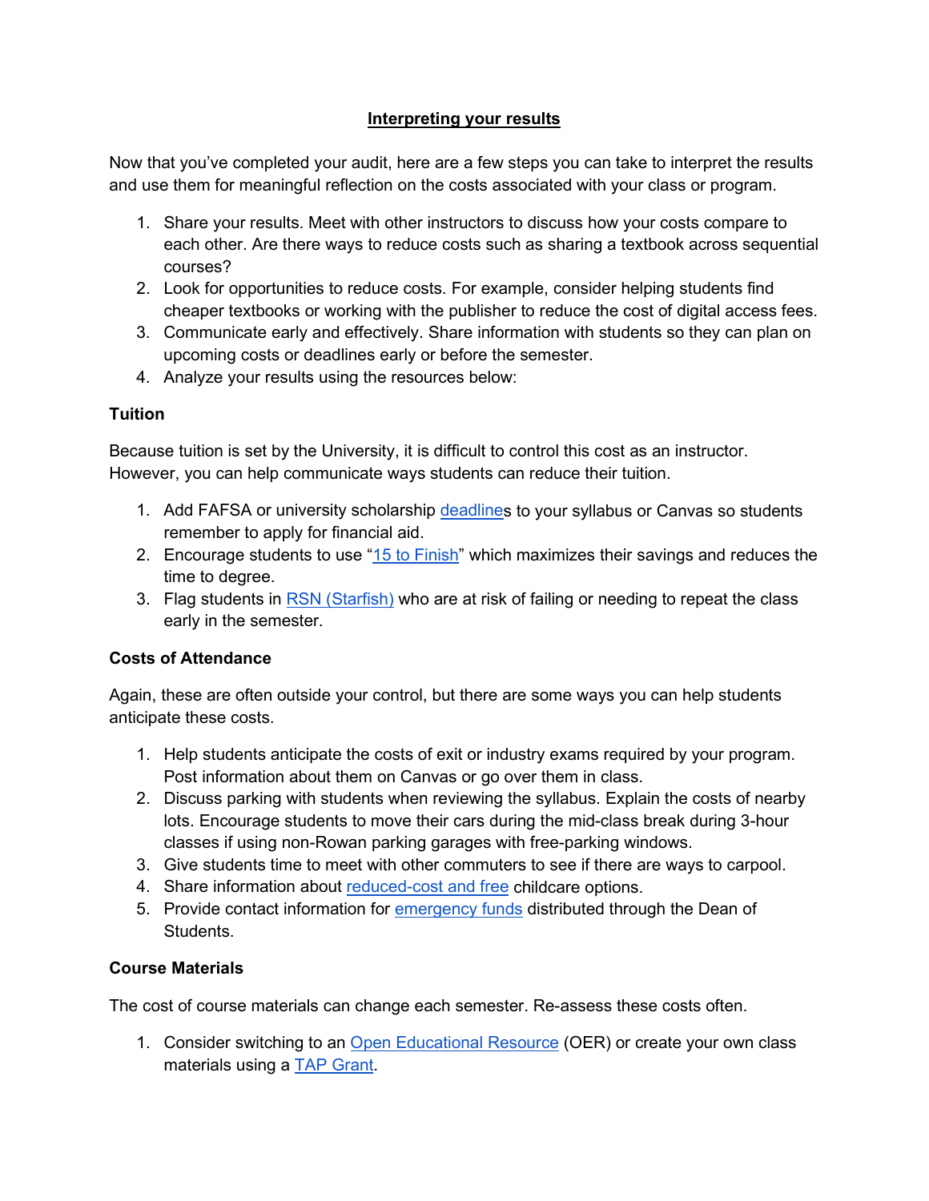## Interpreting your results

Now that you've completed your audit, here are a few steps you can take to interpret the results and use them for meaningful reflection on the costs associated with your class or program.

1. Share your results. Meet with other instructors to discuss how your costs compare to each other. Are there ways to reduce costs such as sharing a textbook across sequential courses?
2. Look for opportunities to reduce costs. For example, consider helping students find cheaper textbooks or working with the publisher to reduce the cost of digital access fees.
3. Communicate early and effectively. Share information with students so they can plan on upcoming costs or deadlines early or before the semester.
4. Analyze your results using the resources below:

### Tuition

Because tuition is set by the University, it is difficult to control this cost as an instructor. However, you can help communicate ways students can reduce their tuition.

1. Add FAFSA or university scholarship deadlines to your syllabus or Canvas so students remember to apply for financial aid.
2. Encourage students to use "15 to Finish" which maximizes their savings and reduces the time to degree.
3. Flag students in RSN (Starfish) who are at risk of failing or needing to repeat the class early in the semester.

### Costs of Attendance

Again, these are often outside your control, but there are some ways you can help students anticipate these costs.

1. Help students anticipate the costs of exit or industry exams required by your program. Post information about them on Canvas or go over them in class.
2. Discuss parking with students when reviewing the syllabus. Explain the costs of nearby lots. Encourage students to move their cars during the mid-class break during 3-hour classes if using non-Rowan parking garages with free-parking windows.
3. Give students time to meet with other commuters to see if there are ways to carpool.
4. Share information about reduced-cost and free childcare options.
5. Provide contact information for emergency funds distributed through the Dean of Students.

### Course Materials

The cost of course materials can change each semester. Re-assess these costs often.

1. Consider switching to an Open Educational Resource (OER) or create your own class materials using a TAP Grant.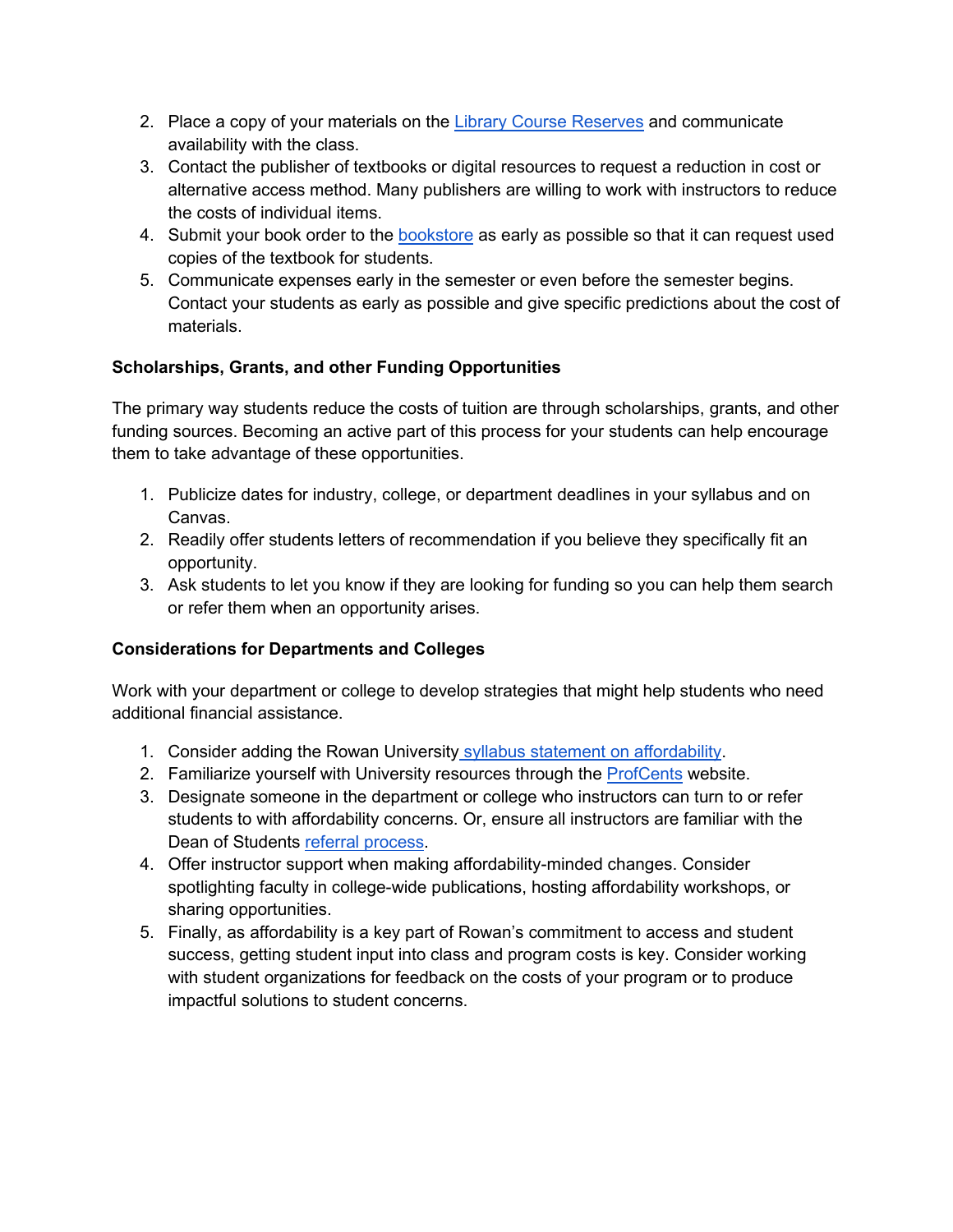2. Place a copy of your materials on the [Library Course Reserves] and communicate availability with the class.
3. Contact the publisher of textbooks or digital resources to request a reduction in cost or alternative access method. Many publishers are willing to work with instructors to reduce the costs of individual items.
4. Submit your book order to the [bookstore] as early as possible so that it can request used copies of the textbook for students.
5. Communicate expenses early in the semester or even before the semester begins. Contact your students as early as possible and give specific predictions about the cost of materials.

**Scholarships, Grants, and other Funding Opportunities**

The primary way students reduce the costs of tuition are through scholarships, grants, and other funding sources. Becoming an active part of this process for your students can help encourage them to take advantage of these opportunities.

1. Publicize dates for industry, college, or department deadlines in your syllabus and on Canvas.
2. Readily offer students letters of recommendation if you believe they specifically fit an opportunity.
3. Ask students to let you know if they are looking for funding so you can help them search or refer them when an opportunity arises.

**Considerations for Departments and Colleges**

Work with your department or college to develop strategies that might help students who need additional financial assistance.

1. Consider adding the Rowan University [syllabus statement on affordability].
2. Familiarize yourself with University resources through the [ProfCents] website.
3. Designate someone in the department or college who instructors can turn to or refer students to with affordability concerns. Or, ensure all instructors are familiar with the Dean of Students [referral process].
4. Offer instructor support when making affordability-minded changes. Consider spotlighting faculty in college-wide publications, hosting affordability workshops, or sharing opportunities.
5. Finally, as affordability is a key part of Rowan's commitment to access and student success, getting student input into class and program costs is key. Consider working with student organizations for feedback on the costs of your program or to produce impactful solutions to student concerns.